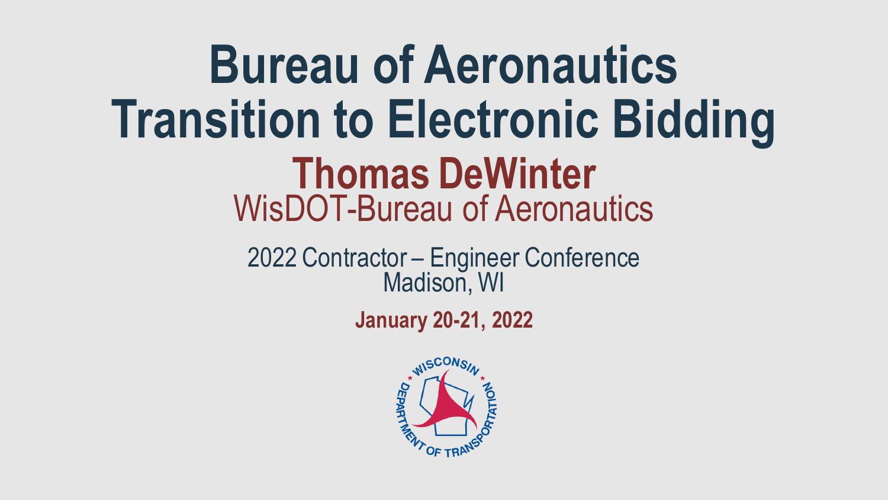# Bureau of Aeronautics Transition to Electronic Bidding

## Thomas DeWinter

WisDOT-Bureau of Aeronautics

2022 Contractor – Engineer Conference
Madison, WI

**January 20-21, 2022**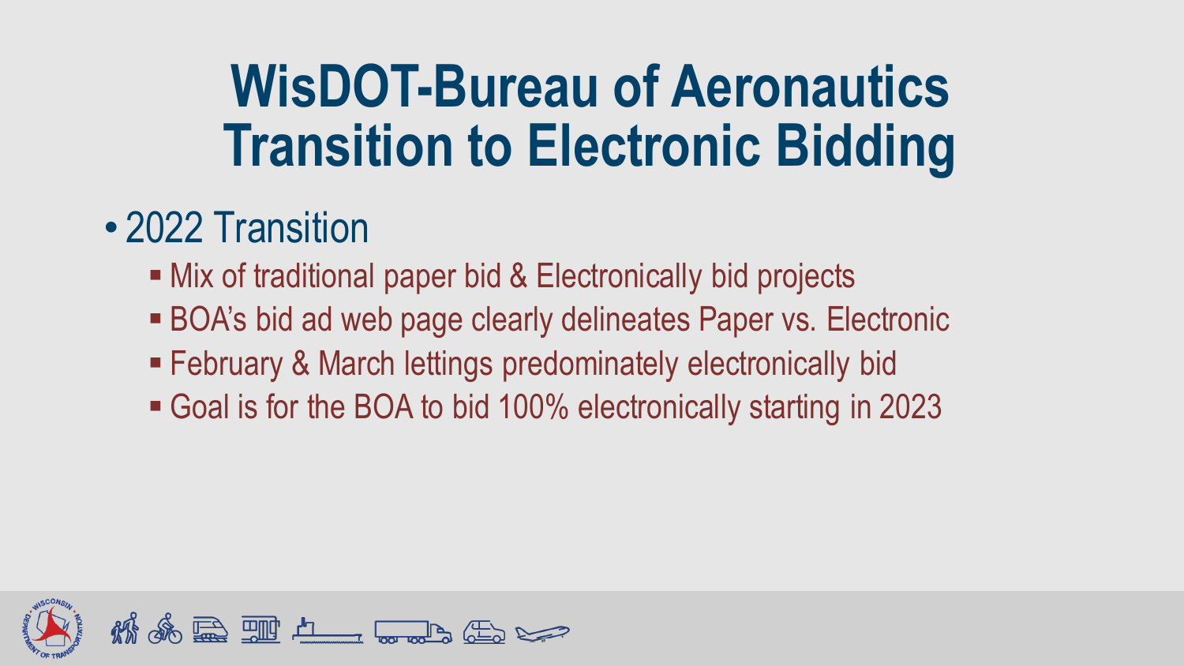# WisDOT-Bureau of Aeronautics Transition to Electronic Bidding

- 2022 Transition
  - Mix of traditional paper bid & Electronically bid projects
  - BOA's bid ad web page clearly delineates Paper vs. Electronic
  - February & March lettings predominately electronically bid
  - Goal is for the BOA to bid 100% electronically starting in 2023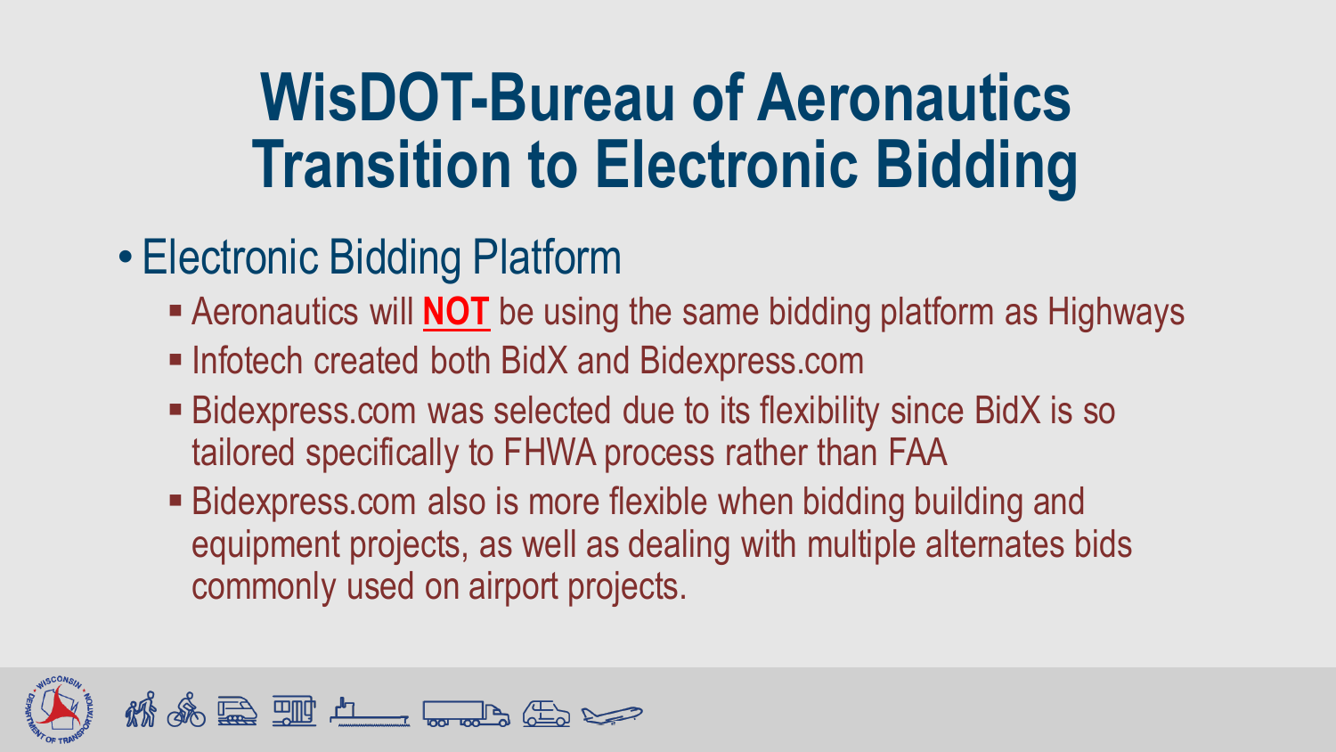# WisDOT-Bureau of Aeronautics Transition to Electronic Bidding

- Electronic Bidding Platform
  - Aeronautics will **NOT** be using the same bidding platform as Highways
  - Infotech created both BidX and Bidexpress.com
  - Bidexpress.com was selected due to its flexibility since BidX is so tailored specifically to FHWA process rather than FAA
  - Bidexpress.com also is more flexible when bidding building and equipment projects, as well as dealing with multiple alternates bids commonly used on airport projects.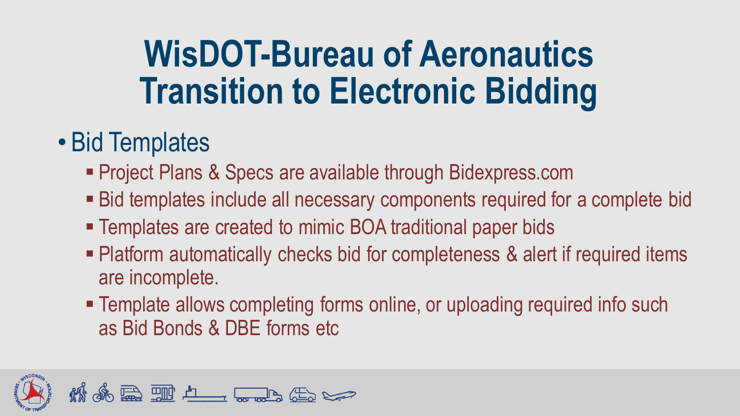# WisDOT-Bureau of Aeronautics Transition to Electronic Bidding

- Bid Templates
  - Project Plans & Specs are available through Bidexpress.com
  - Bid templates include all necessary components required for a complete bid
  - Templates are created to mimic BOA traditional paper bids
  - Platform automatically checks bid for completeness & alert if required items are incomplete.
  - Template allows completing forms online, or uploading required info such as Bid Bonds & DBE forms etc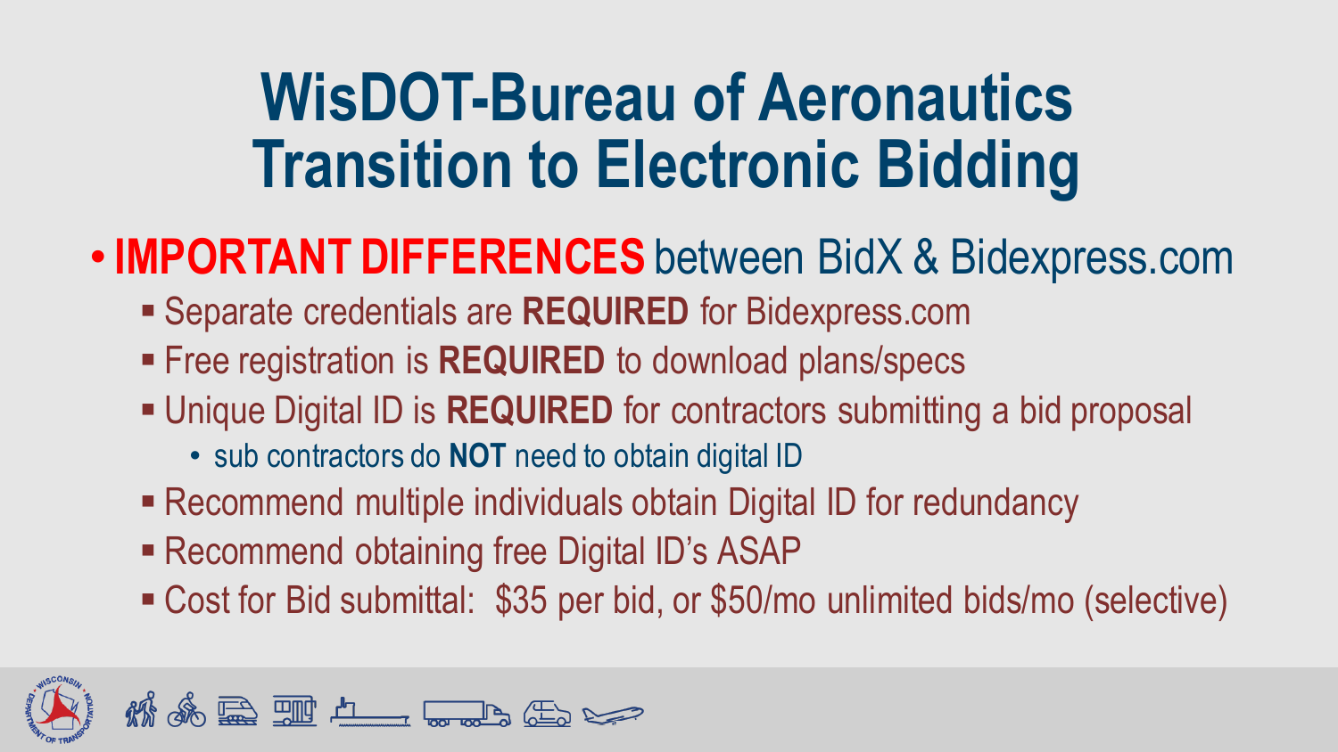# WisDOT-Bureau of Aeronautics Transition to Electronic Bidding

- **IMPORTANT DIFFERENCES** between BidX & Bidexpress.com
  - Separate credentials are **REQUIRED** for Bidexpress.com
  - Free registration is **REQUIRED** to download plans/specs
  - Unique Digital ID is **REQUIRED** for contractors submitting a bid proposal
    - sub contractors do **NOT** need to obtain digital ID
  - Recommend multiple individuals obtain Digital ID for redundancy
  - Recommend obtaining free Digital ID's ASAP
  - Cost for Bid submittal: $35 per bid, or $50/mo unlimited bids/mo (selective)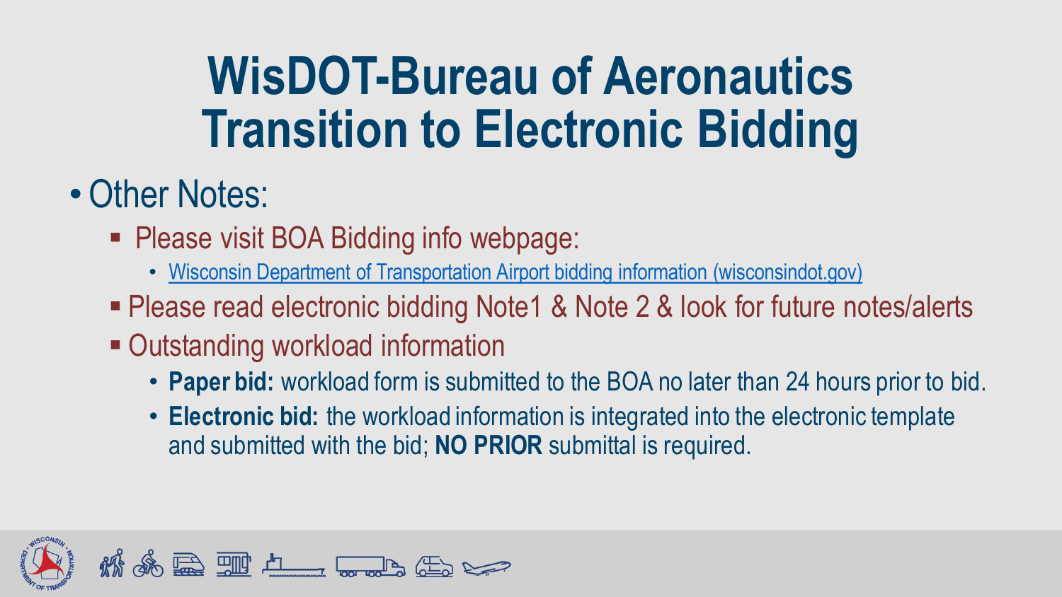# WisDOT-Bureau of Aeronautics Transition to Electronic Bidding

- Other Notes:
  - Please visit BOA Bidding info webpage:
    - Wisconsin Department of Transportation Airport bidding information (wisconsindot.gov)
  - Please read electronic bidding Note1 & Note 2 & look for future notes/alerts
  - Outstanding workload information
    - **Paper bid:** workload form is submitted to the BOA no later than 24 hours prior to bid.
    - **Electronic bid:** the workload information is integrated into the electronic template and submitted with the bid; **NO PRIOR** submittal is required.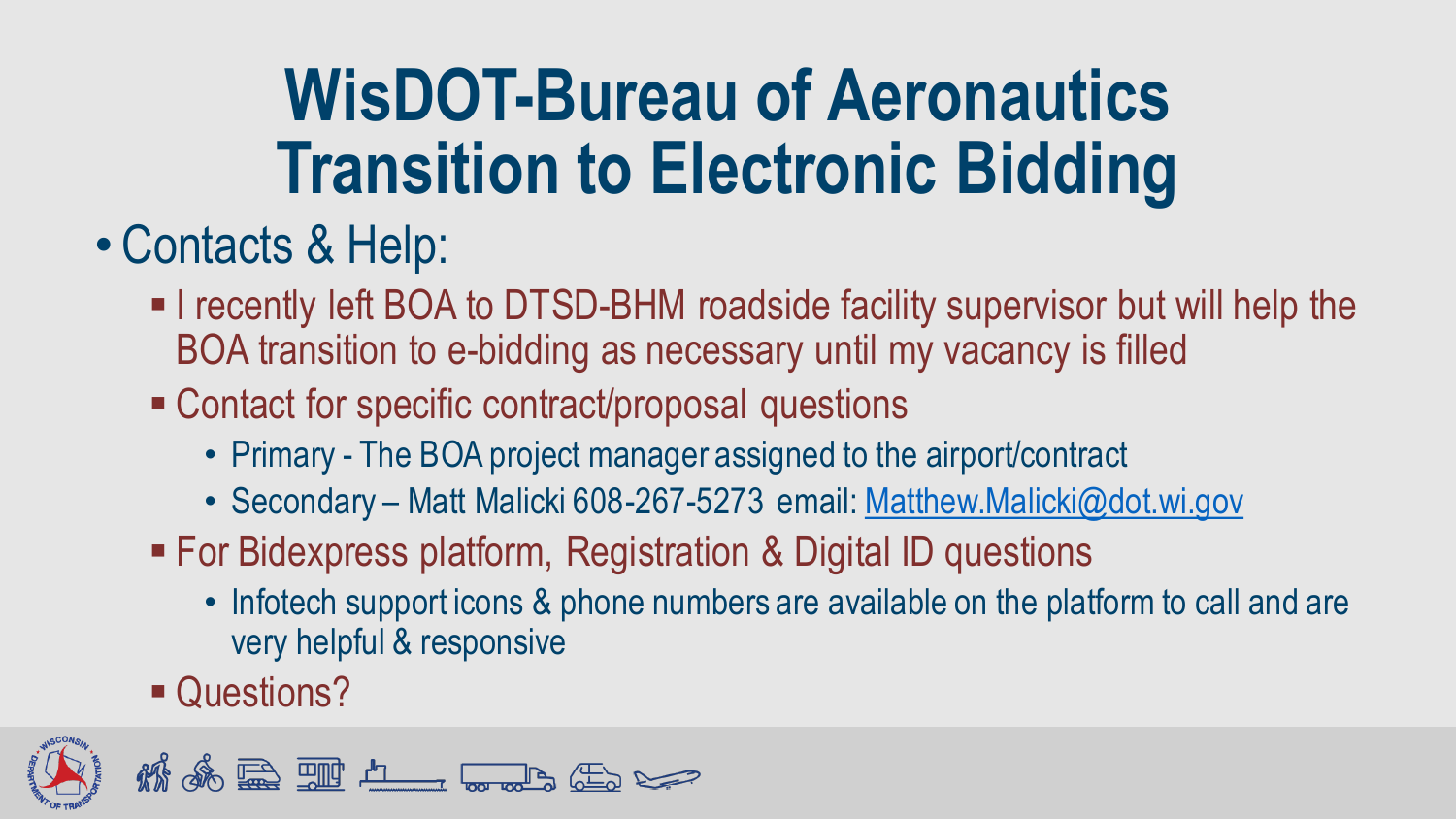# WisDOT-Bureau of Aeronautics Transition to Electronic Bidding

- Contacts & Help:
  - I recently left BOA to DTSD-BHM roadside facility supervisor but will help the BOA transition to e-bidding as necessary until my vacancy is filled
  - Contact for specific contract/proposal questions
    - Primary - The BOA project manager assigned to the airport/contract
    - Secondary – Matt Malicki 608-267-5273 email: Matthew.Malicki@dot.wi.gov
  - For Bidexpress platform, Registration & Digital ID questions
    - Infotech support icons & phone numbers are available on the platform to call and are very helpful & responsive
  - Questions?